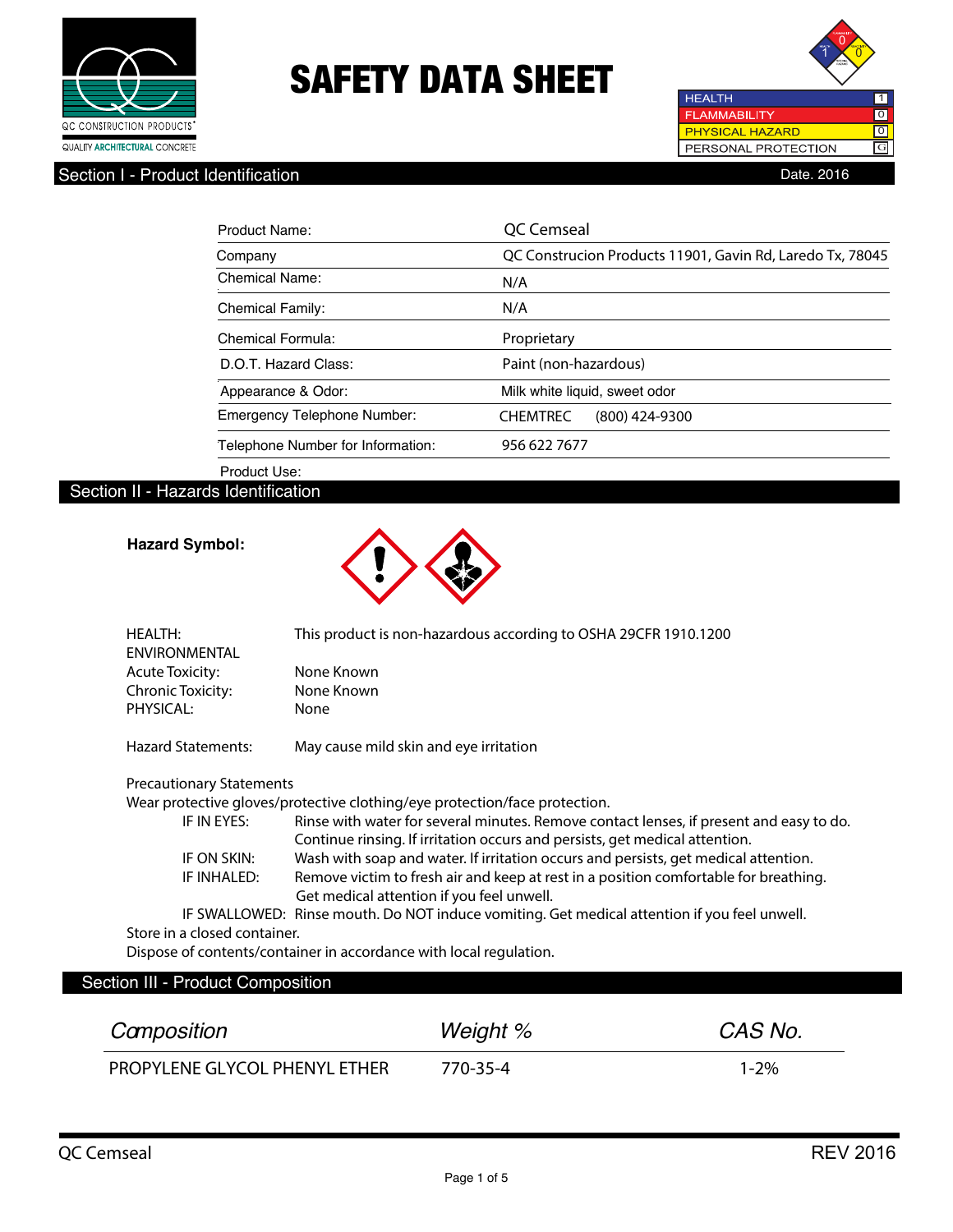# SAFETY DATA SHEET

| | |
|---|---|
| HEALTH | 1 |
| FLAMMABILITY | 0 |
| PHYSICAL HAZARD | 0 |
| PERSONAL PROTECTION | G |

## Section I - Product Identification

Date. 2016

| | |
|---|---|
| Product Name: | QC Cemseal |
| Company | QC Construcion Products 11901, Gavin Rd, Laredo Tx, 78045 |
| Chemical Name: | N/A |
| Chemical Family: | N/A |
| Chemical Formula: | Proprietary |
| D.O.T. Hazard Class: | Paint (non-hazardous) |
| Appearance & Odor: | Milk white liquid, sweet odor |
| Emergency Telephone Number: | CHEMTREC (800) 424-9300 |
| Telephone Number for Information: | 956 622 7677 |
| Product Use: | |

## Section II - Hazards Identification

**Hazard Symbol:**

HEALTH: This product is non-hazardous according to OSHA 29CFR 1910.1200

ENVIRONMENTAL

Acute Toxicity: None Known

Chronic Toxicity: None Known

PHYSICAL: None

Hazard Statements: May cause mild skin and eye irritation

Precautionary Statements

Wear protective gloves/protective clothing/eye protection/face protection.

IF IN EYES: Rinse with water for several minutes. Remove contact lenses, if present and easy to do. Continue rinsing. If irritation occurs and persists, get medical attention.

IF ON SKIN: Wash with soap and water. If irritation occurs and persists, get medical attention.

IF INHALED: Remove victim to fresh air and keep at rest in a position comfortable for breathing. Get medical attention if you feel unwell.

IF SWALLOWED: Rinse mouth. Do NOT induce vomiting. Get medical attention if you feel unwell.

Store in a closed container.

Dispose of contents/container in accordance with local regulation.

## Section III - Product Composition

| *Composition* | *Weight %* | *CAS No.* |
|---|---|---|
| PROPYLENE GLYCOL PHENYL ETHER | 770-35-4 | 1-2% |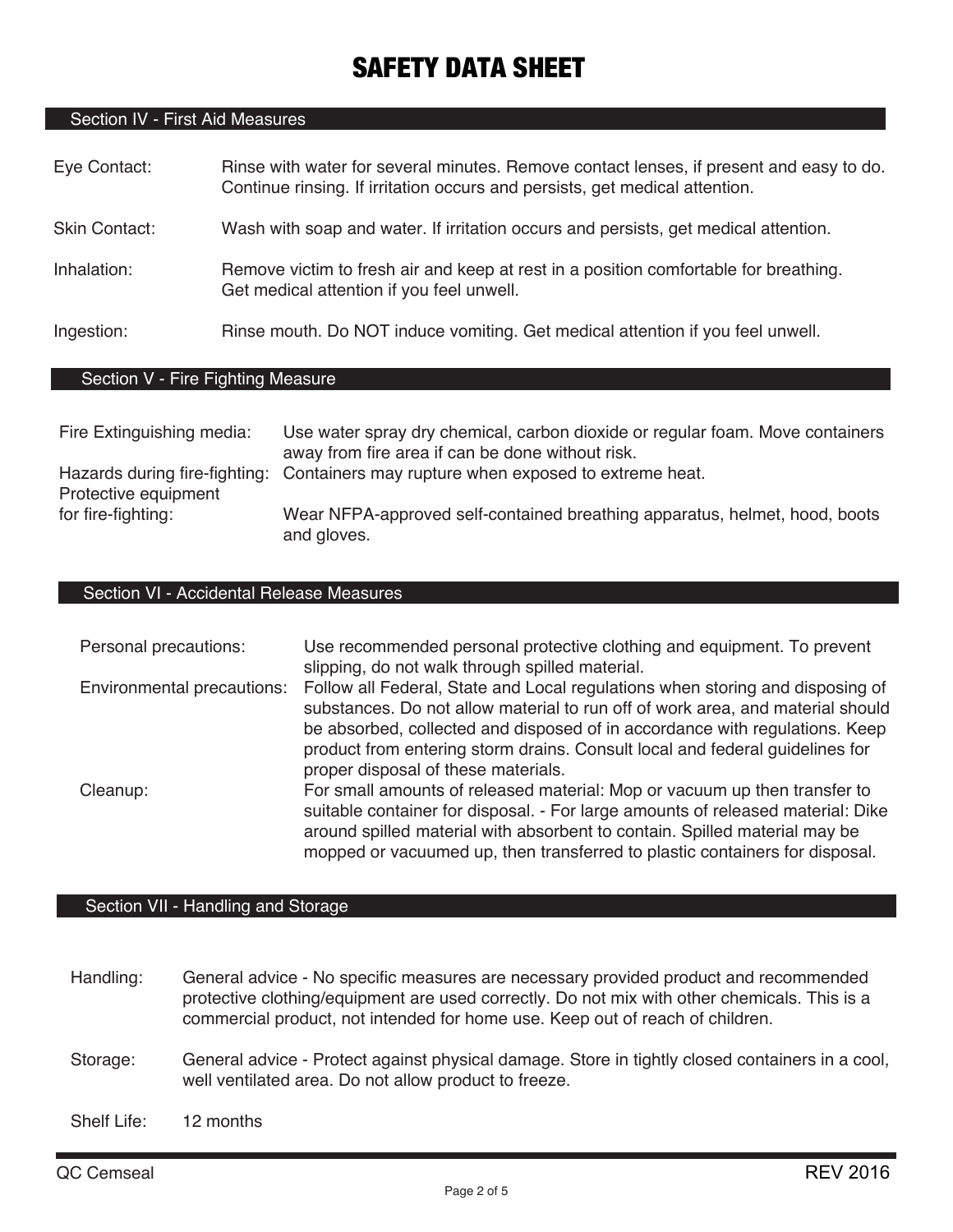# SAFETY DATA SHEET

## Section IV - First Aid Measures

**Eye Contact:** Rinse with water for several minutes. Remove contact lenses, if present and easy to do. Continue rinsing. If irritation occurs and persists, get medical attention.

**Skin Contact:** Wash with soap and water. If irritation occurs and persists, get medical attention.

**Inhalation:** Remove victim to fresh air and keep at rest in a position comfortable for breathing. Get medical attention if you feel unwell.

**Ingestion:** Rinse mouth. Do NOT induce vomiting. Get medical attention if you feel unwell.

## Section V - Fire Fighting Measure

**Fire Extinguishing media:** Use water spray dry chemical, carbon dioxide or regular foam. Move containers away from fire area if can be done without risk.

**Hazards during fire-fighting:** Containers may rupture when exposed to extreme heat.

**Protective equipment for fire-fighting:** Wear NFPA-approved self-contained breathing apparatus, helmet, hood, boots and gloves.

## Section VI - Accidental Release Measures

**Personal precautions:** Use recommended personal protective clothing and equipment. To prevent slipping, do not walk through spilled material.

**Environmental precautions:** Follow all Federal, State and Local regulations when storing and disposing of substances. Do not allow material to run off of work area, and material should be absorbed, collected and disposed of in accordance with regulations. Keep product from entering storm drains. Consult local and federal guidelines for proper disposal of these materials.

**Cleanup:** For small amounts of released material: Mop or vacuum up then transfer to suitable container for disposal. - For large amounts of released material: Dike around spilled material with absorbent to contain. Spilled material may be mopped or vacuumed up, then transferred to plastic containers for disposal.

## Section VII - Handling and Storage

**Handling:** General advice - No specific measures are necessary provided product and recommended protective clothing/equipment are used correctly. Do not mix with other chemicals. This is a commercial product, not intended for home use. Keep out of reach of children.

**Storage:** General advice - Protect against physical damage. Store in tightly closed containers in a cool, well ventilated area. Do not allow product to freeze.

**Shelf Life:** 12 months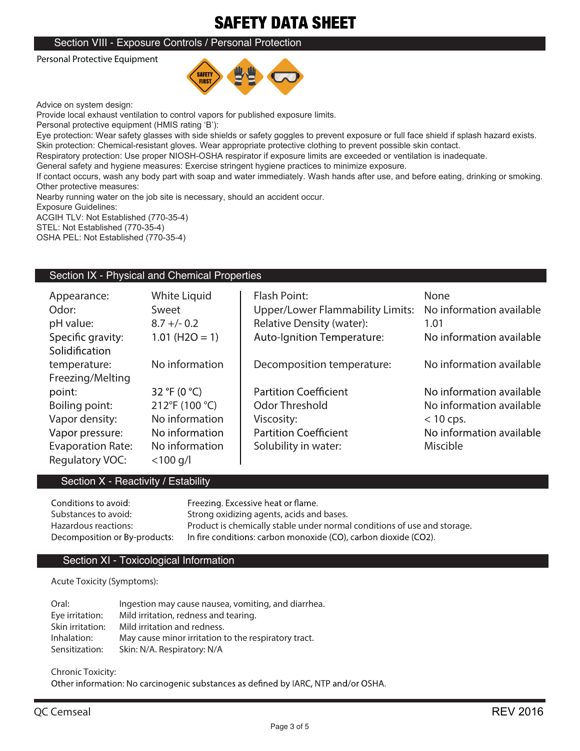# SAFETY DATA SHEET

## Section VIII - Exposure Controls / Personal Protection

Personal Protective Equipment

Advice on system design:
Provide local exhaust ventilation to control vapors for published exposure limits.
Personal protective equipment (HMIS rating 'B'):
Eye protection: Wear safety glasses with side shields or safety goggles to prevent exposure or full face shield if splash hazard exists.
Skin protection: Chemical-resistant gloves. Wear appropriate protective clothing to prevent possible skin contact.
Respiratory protection: Use proper NIOSH-OSHA respirator if exposure limits are exceeded or ventilation is inadequate.
General safety and hygiene measures: Exercise stringent hygiene practices to minimize exposure.
If contact occurs, wash any body part with soap and water immediately. Wash hands after use, and before eating, drinking or smoking.
Other protective measures:
Nearby running water on the job site is necessary, should an accident occur.
Exposure Guidelines:
ACGIH TLV: Not Established (770-35-4)
STEL: Not Established (770-35-4)
OSHA PEL: Not Established (770-35-4)

## Section IX - Physical and Chemical Properties

| Property | Value | Property | Value |
|---|---|---|---|
| Appearance: | White Liquid | Flash Point: | None |
| Odor: | Sweet | Upper/Lower Flammability Limits: | No information available |
| pH value: | 8.7 +/- 0.2 | Relative Density (water): | 1.01 |
| Specific gravity: | 1.01 (H2O = 1) | Auto-Ignition Temperature: | No information available |
| Solidification temperature: | No information | Decomposition temperature: | No information available |
| Freezing/Melting point: | 32 °F (0 °C) | Partition Coefficient | No information available |
| Boiling point: | 212°F (100 °C) | Odor Threshold | No information available |
| Vapor density: | No information | Viscosity: | < 10 cps. |
| Vapor pressure: | No information | Partition Coefficient | No information available |
| Evaporation Rate: | No information | Solubility in water: | Miscible |
| Regulatory VOC: | <100 g/l | | |

## Section X - Reactivity / Estability

Conditions to avoid: Freezing. Excessive heat or flame.
Substances to avoid: Strong oxidizing agents, acids and bases.
Hazardous reactions: Product is chemically stable under normal conditions of use and storage.
Decomposition or By-products: In fire conditions: carbon monoxide (CO), carbon dioxide ($CO_2$).

## Section XI - Toxicological Information

Acute Toxicity (Symptoms):

Oral: Ingestion may cause nausea, vomiting, and diarrhea.
Eye irritation: Mild irritation, redness and tearing.
Skin irritation: Mild irritation and redness.
Inhalation: May cause minor irritation to the respiratory tract.
Sensitization: Skin: N/A. Respiratory: N/A

Chronic Toxicity:
Other information: No carcinogenic substances as defined by IARC, NTP and/or OSHA.

QC Cemseal REV 2016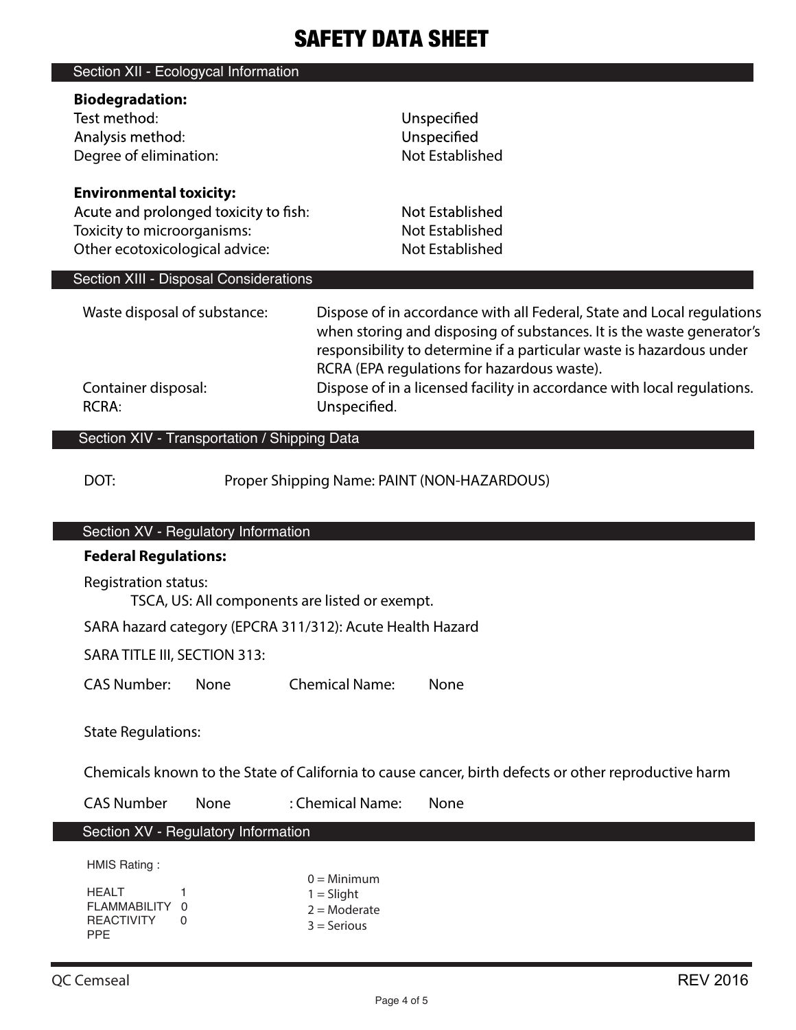# SAFETY DATA SHEET

## Section XII - Ecologycal Information

**Biodegradation:**

| | |
|---|---|
| Test method: | Unspecified |
| Analysis method: | Unspecified |
| Degree of elimination: | Not Established |

**Environmental toxicity:**

| | |
|---|---|
| Acute and prolonged toxicity to fish: | Not Established |
| Toxicity to microorganisms: | Not Established |
| Other ecotoxicological advice: | Not Established |

## Section XIII - Disposal Considerations

| | |
|---|---|
| Waste disposal of substance: | Dispose of in accordance with all Federal, State and Local regulations when storing and disposing of substances. It is the waste generator's responsibility to determine if a particular waste is hazardous under RCRA (EPA regulations for hazardous waste). |
| Container disposal: | Dispose of in a licensed facility in accordance with local regulations. |
| RCRA: | Unspecified. |

## Section XIV - Transportation / Shipping Data

DOT: Proper Shipping Name: PAINT (NON-HAZARDOUS)

## Section XV - Regulatory Information

**Federal Regulations:**

Registration status:

TSCA, US: All components are listed or exempt.

SARA hazard category (EPCRA 311/312): Acute Health Hazard

SARA TITLE III, SECTION 313:

CAS Number: None Chemical Name: None

State Regulations:

Chemicals known to the State of California to cause cancer, birth defects or other reproductive harm

CAS Number None : Chemical Name: None

## Section XV - Regulatory Information

HMIS Rating :

| | |
|---|---|
| HEALT | 1 |
| FLAMMABILITY | 0 |
| REACTIVITY | 0 |
| PPE | |

0 = Minimum
1 = Slight
2 = Moderate
3 = Serious

QC Cemseal REV 2016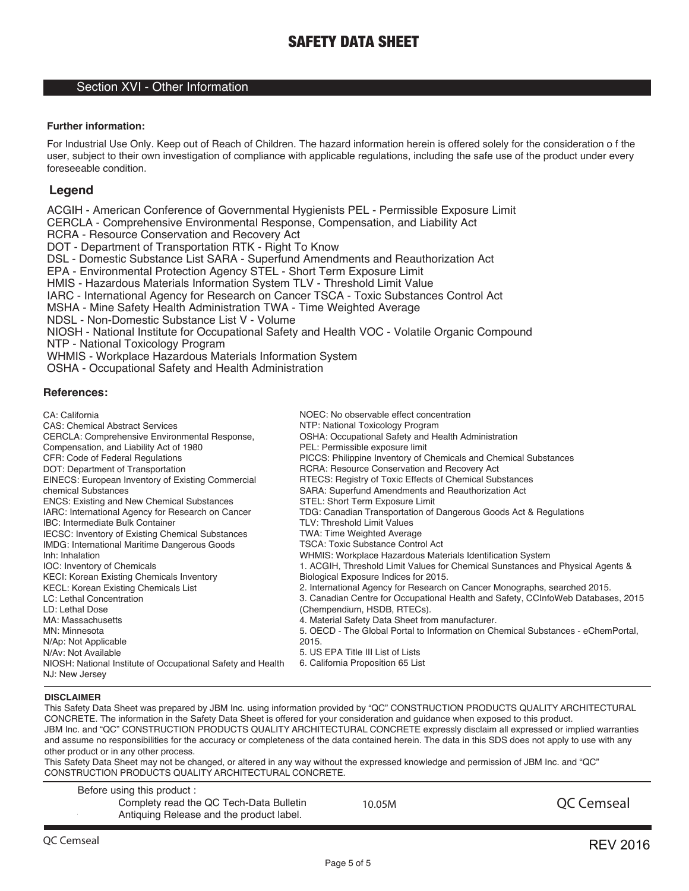# SAFETY DATA SHEET

## Section XVI - Other Information

**Further information:**

For Industrial Use Only. Keep out of Reach of Children. The hazard information herein is offered solely for the consideration o f the user, subject to their own investigation of compliance with applicable regulations, including the safe use of the product under every foreseeable condition.

### Legend

ACGIH - American Conference of Governmental Hygienists PEL - Permissible Exposure Limit
CERCLA - Comprehensive Environmental Response, Compensation, and Liability Act
RCRA - Resource Conservation and Recovery Act
DOT - Department of Transportation RTK - Right To Know
DSL - Domestic Substance List SARA - Superfund Amendments and Reauthorization Act
EPA - Environmental Protection Agency STEL - Short Term Exposure Limit
HMIS - Hazardous Materials Information System TLV - Threshold Limit Value
IARC - International Agency for Research on Cancer TSCA - Toxic Substances Control Act
MSHA - Mine Safety Health Administration TWA - Time Weighted Average
NDSL - Non-Domestic Substance List V - Volume
NIOSH - National Institute for Occupational Safety and Health VOC - Volatile Organic Compound
NTP - National Toxicology Program
WHMIS - Workplace Hazardous Materials Information System
OSHA - Occupational Safety and Health Administration

**References:**

CA: California
CAS: Chemical Abstract Services
CERCLA: Comprehensive Environmental Response, Compensation, and Liability Act of 1980
CFR: Code of Federal Regulations
DOT: Department of Transportation
EINECS: European Inventory of Existing Commercial chemical Substances
ENCS: Existing and New Chemical Substances
IARC: International Agency for Research on Cancer
IBC: Intermediate Bulk Container
IECSC: Inventory of Existing Chemical Substances
IMDG: International Maritime Dangerous Goods
Inh: Inhalation
IOC: Inventory of Chemicals
KECI: Korean Existing Chemicals Inventory
KECL: Korean Existing Chemicals List
LC: Lethal Concentration
LD: Lethal Dose
MA: Massachusetts
MN: Minnesota
N/Ap: Not Applicable
N/Av: Not Available
NIOSH: National Institute of Occupational Safety and Health
NJ: New Jersey
NOEC: No observable effect concentration
NTP: National Toxicology Program
OSHA: Occupational Safety and Health Administration
PEL: Permissible exposure limit
PICCS: Philippine Inventory of Chemicals and Chemical Substances
RCRA: Resource Conservation and Recovery Act
RTECS: Registry of Toxic Effects of Chemical Substances
SARA: Superfund Amendments and Reauthorization Act
STEL: Short Term Exposure Limit
TDG: Canadian Transportation of Dangerous Goods Act & Regulations
TLV: Threshold Limit Values
TWA: Time Weighted Average
TSCA: Toxic Substance Control Act
WHMIS: Workplace Hazardous Materials Identification System

1. ACGIH, Threshold Limit Values for Chemical Sunstances and Physical Agents & Biological Exposure Indices for 2015.
2. International Agency for Research on Cancer Monographs, searched 2015.
3. Canadian Centre for Occupational Health and Safety, CCInfoWeb Databases, 2015 (Chempendium, HSDB, RTECs).
4. Material Safety Data Sheet from manufacturer.
5. OECD - The Global Portal to Information on Chemical Substances - eChemPortal, 2015.
5. US EPA Title III List of Lists
6. California Proposition 65 List

**DISCLAIMER**

This Safety Data Sheet was prepared by JBM Inc. using information provided by "QC" CONSTRUCTION PRODUCTS QUALITY ARCHITECTURAL CONCRETE. The information in the Safety Data Sheet is offered for your consideration and guidance when exposed to this product. JBM Inc. and "QC" CONSTRUCTION PRODUCTS QUALITY ARCHITECTURAL CONCRETE expressly disclaim all expressed or implied warranties and assume no responsibilities for the accuracy or completeness of the data contained herein. The data in this SDS does not apply to use with any other product or in any other process.
This Safety Data Sheet may not be changed, or altered in any way without the expressed knowledge and permission of JBM Inc. and "QC" CONSTRUCTION PRODUCTS QUALITY ARCHITECTURAL CONCRETE.

Before using this product :
Complety read the QC Tech-Data Bulletin Antiquing Release and the product label.

10.05M

QC Cemseal

QC Cemseal

REV 2016